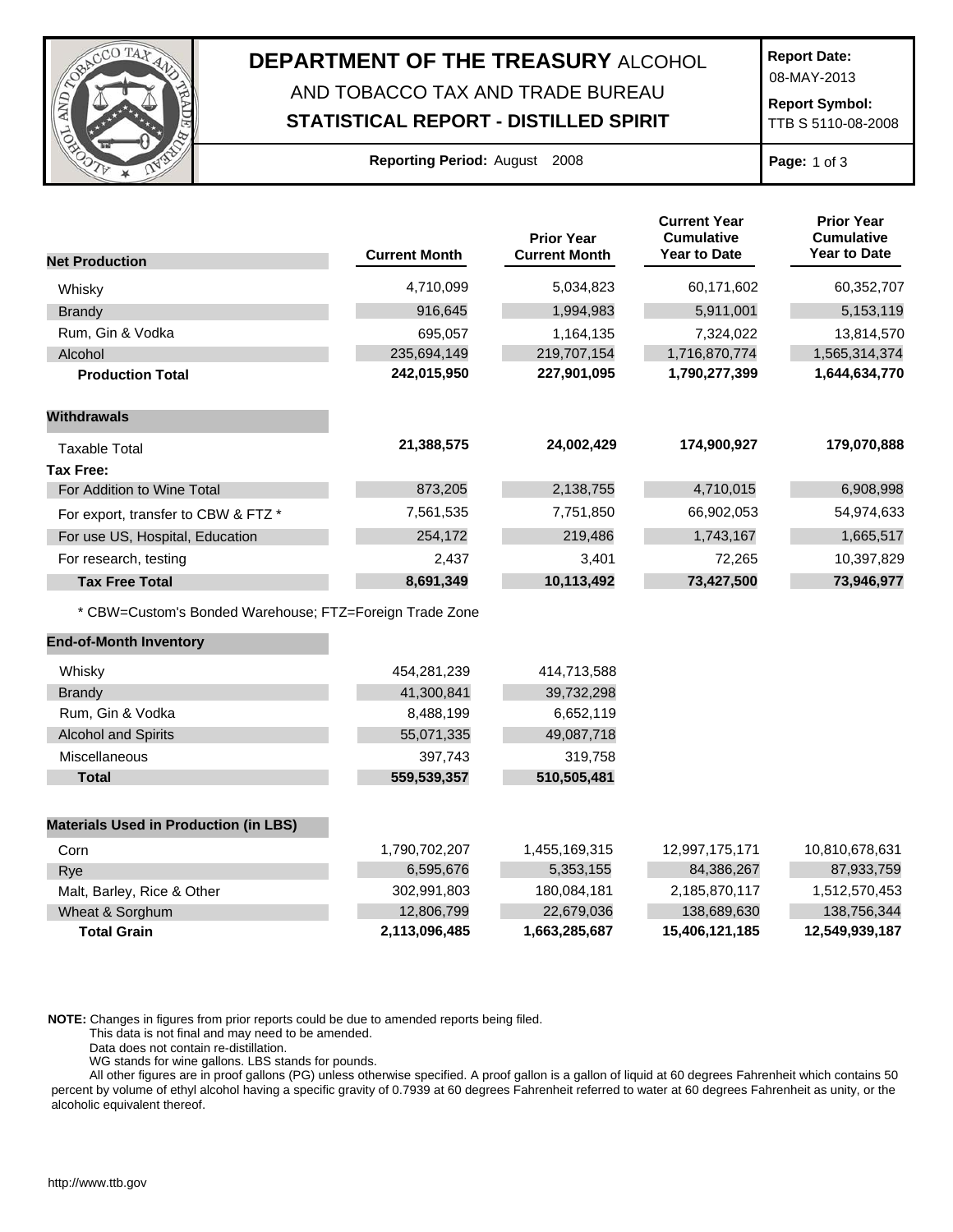# DEPARTMENT OF THE TREASURY ALCOHOL AND TOBACCO TAX AND TRADE BUREAU

## STATISTICAL REPORT - DISTILLED SPIRIT

**Report Date:** 08-MAY-2013

**Report Symbol:** TTB S 5110-08-2008

**Reporting Period:** August 2008

| Net Production | Current Month | Prior Year Current Month | Current Year Cumulative Year to Date | Prior Year Cumulative Year to Date |
|---|---|---|---|---|
| Whisky | 4,710,099 | 5,034,823 | 60,171,602 | 60,352,707 |
| Brandy | 916,645 | 1,994,983 | 5,911,001 | 5,153,119 |
| Rum, Gin & Vodka | 695,057 | 1,164,135 | 7,324,022 | 13,814,570 |
| Alcohol | 235,694,149 | 219,707,154 | 1,716,870,774 | 1,565,314,374 |
| **Production Total** | **242,015,950** | **227,901,095** | **1,790,277,399** | **1,644,634,770** |
| **Withdrawals** | | | | |
| Taxable Total | **21,388,575** | **24,002,429** | **174,900,927** | **179,070,888** |
| **Tax Free:** | | | | |
| For Addition to Wine Total | 873,205 | 2,138,755 | 4,710,015 | 6,908,998 |
| For export, transfer to CBW & FTZ * | 7,561,535 | 7,751,850 | 66,902,053 | 54,974,633 |
| For use US, Hospital, Education | 254,172 | 219,486 | 1,743,167 | 1,665,517 |
| For research, testing | 2,437 | 3,401 | 72,265 | 10,397,829 |
| **Tax Free Total** | **8,691,349** | **10,113,492** | **73,427,500** | **73,946,977** |

* CBW=Custom's Bonded Warehouse; FTZ=Foreign Trade Zone

| End-of-Month Inventory | Current Month | Prior Year Current Month |
|---|---|---|
| Whisky | 454,281,239 | 414,713,588 |
| Brandy | 41,300,841 | 39,732,298 |
| Rum, Gin & Vodka | 8,488,199 | 6,652,119 |
| Alcohol and Spirits | 55,071,335 | 49,087,718 |
| Miscellaneous | 397,743 | 319,758 |
| **Total** | **559,539,357** | **510,505,481** |

| Materials Used in Production (in LBS) | Current Month | Prior Year Current Month | Current Year Cumulative Year to Date | Prior Year Cumulative Year to Date |
|---|---|---|---|---|
| Corn | 1,790,702,207 | 1,455,169,315 | 12,997,175,171 | 10,810,678,631 |
| Rye | 6,595,676 | 5,353,155 | 84,386,267 | 87,933,759 |
| Malt, Barley, Rice & Other | 302,991,803 | 180,084,181 | 2,185,870,117 | 1,512,570,453 |
| Wheat & Sorghum | 12,806,799 | 22,679,036 | 138,689,630 | 138,756,344 |
| **Total Grain** | **2,113,096,485** | **1,663,285,687** | **15,406,121,185** | **12,549,939,187** |

**NOTE:** Changes in figures from prior reports could be due to amended reports being filed.
This data is not final and may need to be amended.
Data does not contain re-distillation.
WG stands for wine gallons. LBS stands for pounds.
All other figures are in proof gallons (PG) unless otherwise specified. A proof gallon is a gallon of liquid at 60 degrees Fahrenheit which contains 50 percent by volume of ethyl alcohol having a specific gravity of 0.7939 at 60 degrees Fahrenheit referred to water at 60 degrees Fahrenheit as unity, or the alcoholic equivalent thereof.

http://www.ttb.gov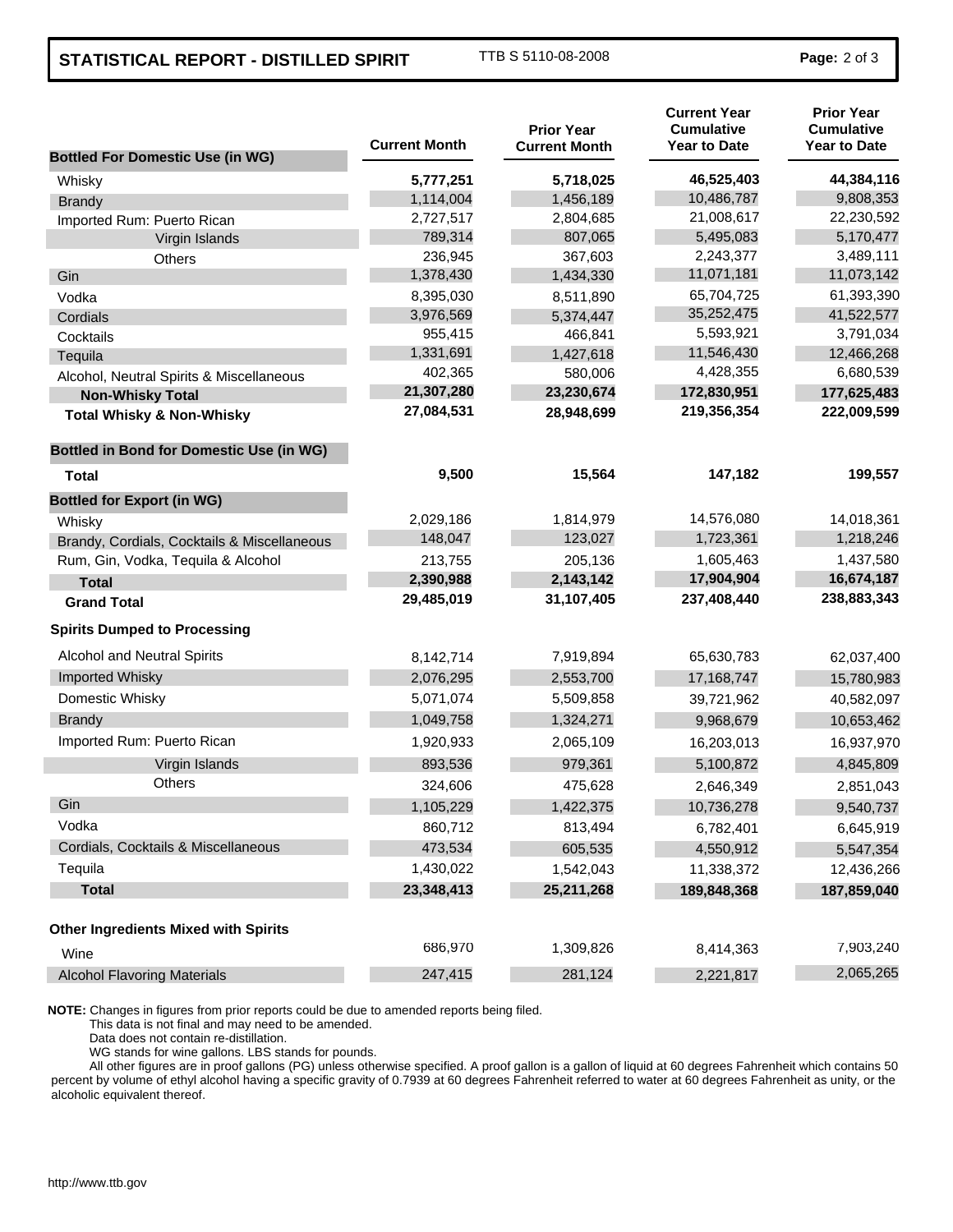## STATISTICAL REPORT - DISTILLED SPIRIT

TTB S 5110-08-2008

| | Current Month | Prior Year Current Month | Current Year Cumulative Year to Date | Prior Year Cumulative Year to Date |
|---|---|---|---|---|
| **Bottled For Domestic Use (in WG)** | | | | |
| Whisky | **5,777,251** | **5,718,025** | **46,525,403** | **44,384,116** |
| Brandy | 1,114,004 | 1,456,189 | 10,486,787 | 9,808,353 |
| Imported Rum: Puerto Rican | 2,727,517 | 2,804,685 | 21,008,617 | 22,230,592 |
| Virgin Islands | 789,314 | 807,065 | 5,495,083 | 5,170,477 |
| Others | 236,945 | 367,603 | 2,243,377 | 3,489,111 |
| Gin | 1,378,430 | 1,434,330 | 11,071,181 | 11,073,142 |
| Vodka | 8,395,030 | 8,511,890 | 65,704,725 | 61,393,390 |
| Cordials | 3,976,569 | 5,374,447 | 35,252,475 | 41,522,577 |
| Cocktails | 955,415 | 466,841 | 5,593,921 | 3,791,034 |
| Tequila | 1,331,691 | 1,427,618 | 11,546,430 | 12,466,268 |
| Alcohol, Neutral Spirits & Miscellaneous | 402,365 | 580,006 | 4,428,355 | 6,680,539 |
| **Non-Whisky Total** | **21,307,280** | **23,230,674** | **172,830,951** | **177,625,483** |
| **Total Whisky & Non-Whisky** | **27,084,531** | **28,948,699** | **219,356,354** | **222,009,599** |
| **Bottled in Bond for Domestic Use (in WG)** | | | | |
| **Total** | **9,500** | **15,564** | **147,182** | **199,557** |
| **Bottled for Export (in WG)** | | | | |
| Whisky | 2,029,186 | 1,814,979 | 14,576,080 | 14,018,361 |
| Brandy, Cordials, Cocktails & Miscellaneous | 148,047 | 123,027 | 1,723,361 | 1,218,246 |
| Rum, Gin, Vodka, Tequila & Alcohol | 213,755 | 205,136 | 1,605,463 | 1,437,580 |
| **Total** | **2,390,988** | **2,143,142** | **17,904,904** | **16,674,187** |
| **Grand Total** | **29,485,019** | **31,107,405** | **237,408,440** | **238,883,343** |
| **Spirits Dumped to Processing** | | | | |
| Alcohol and Neutral Spirits | 8,142,714 | 7,919,894 | 65,630,783 | 62,037,400 |
| Imported Whisky | 2,076,295 | 2,553,700 | 17,168,747 | 15,780,983 |
| Domestic Whisky | 5,071,074 | 5,509,858 | 39,721,962 | 40,582,097 |
| Brandy | 1,049,758 | 1,324,271 | 9,968,679 | 10,653,462 |
| Imported Rum: Puerto Rican | 1,920,933 | 2,065,109 | 16,203,013 | 16,937,970 |
| Virgin Islands | 893,536 | 979,361 | 5,100,872 | 4,845,809 |
| Others | 324,606 | 475,628 | 2,646,349 | 2,851,043 |
| Gin | 1,105,229 | 1,422,375 | 10,736,278 | 9,540,737 |
| Vodka | 860,712 | 813,494 | 6,782,401 | 6,645,919 |
| Cordials, Cocktails & Miscellaneous | 473,534 | 605,535 | 4,550,912 | 5,547,354 |
| Tequila | 1,430,022 | 1,542,043 | 11,338,372 | 12,436,266 |
| **Total** | **23,348,413** | **25,211,268** | **189,848,368** | **187,859,040** |
| **Other Ingredients Mixed with Spirits** | | | | |
| Wine | 686,970 | 1,309,826 | 8,414,363 | 7,903,240 |
| Alcohol Flavoring Materials | 247,415 | 281,124 | 2,221,817 | 2,065,265 |

**NOTE:** Changes in figures from prior reports could be due to amended reports being filed.
This data is not final and may need to be amended.
Data does not contain re-distillation.
WG stands for wine gallons. LBS stands for pounds.
All other figures are in proof gallons (PG) unless otherwise specified. A proof gallon is a gallon of liquid at 60 degrees Fahrenheit which contains 50 percent by volume of ethyl alcohol having a specific gravity of 0.7939 at 60 degrees Fahrenheit referred to water at 60 degrees Fahrenheit as unity, or the alcoholic equivalent thereof.

http://www.ttb.gov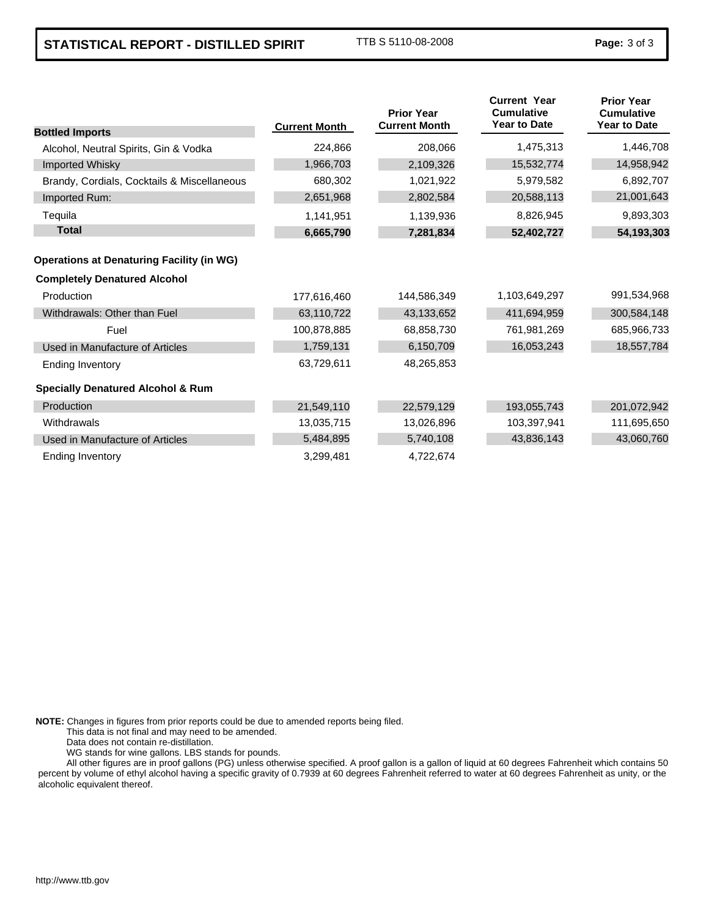# STATISTICAL REPORT - DISTILLED SPIRIT

TTB S 5110-08-2008

| Bottled Imports | Current Month | Prior Year Current Month | Current Year Cumulative Year to Date | Prior Year Cumulative Year to Date |
|---|---|---|---|---|
| Alcohol, Neutral Spirits, Gin & Vodka | 224,866 | 208,066 | 1,475,313 | 1,446,708 |
| Imported Whisky | 1,966,703 | 2,109,326 | 15,532,774 | 14,958,942 |
| Brandy, Cordials, Cocktails & Miscellaneous | 680,302 | 1,021,922 | 5,979,582 | 6,892,707 |
| Imported Rum: | 2,651,968 | 2,802,584 | 20,588,113 | 21,001,643 |
| Tequila | 1,141,951 | 1,139,936 | 8,826,945 | 9,893,303 |
| **Total** | **6,665,790** | **7,281,834** | **52,402,727** | **54,193,303** |
| **Operations at Denaturing Facility (in WG)** | | | | |
| **Completely Denatured Alcohol** | | | | |
| Production | 177,616,460 | 144,586,349 | 1,103,649,297 | 991,534,968 |
| Withdrawals: Other than Fuel | 63,110,722 | 43,133,652 | 411,694,959 | 300,584,148 |
| Fuel | 100,878,885 | 68,858,730 | 761,981,269 | 685,966,733 |
| Used in Manufacture of Articles | 1,759,131 | 6,150,709 | 16,053,243 | 18,557,784 |
| Ending Inventory | 63,729,611 | 48,265,853 | | |
| **Specially Denatured Alcohol & Rum** | | | | |
| Production | 21,549,110 | 22,579,129 | 193,055,743 | 201,072,942 |
| Withdrawals | 13,035,715 | 13,026,896 | 103,397,941 | 111,695,650 |
| Used in Manufacture of Articles | 5,484,895 | 5,740,108 | 43,836,143 | 43,060,760 |
| Ending Inventory | 3,299,481 | 4,722,674 | | |

**NOTE:** Changes in figures from prior reports could be due to amended reports being filed.
This data is not final and may need to be amended.
Data does not contain re-distillation.
WG stands for wine gallons. LBS stands for pounds.
All other figures are in proof gallons (PG) unless otherwise specified. A proof gallon is a gallon of liquid at 60 degrees Fahrenheit which contains 50 percent by volume of ethyl alcohol having a specific gravity of 0.7939 at 60 degrees Fahrenheit referred to water at 60 degrees Fahrenheit as unity, or the alcoholic equivalent thereof.

http://www.ttb.gov